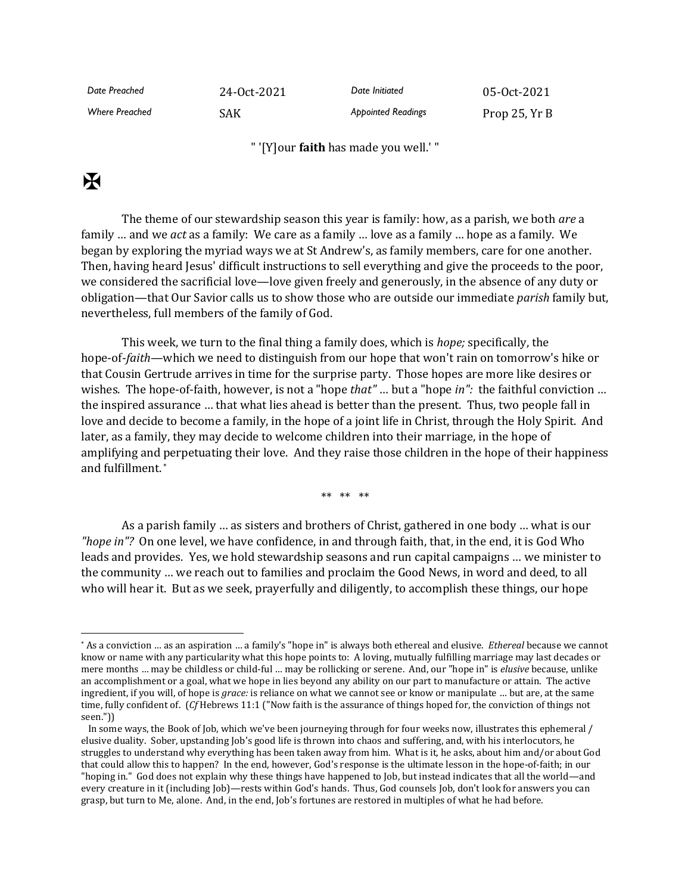| Date Preached | 24-Oct-2021 | Date Initiated | 05-Oct-2021 |
| --- | --- | --- | --- |
| Where Preached | SAK | Appointed Readings | Prop 25, Yr B |

" '[Y]our **faith** has made you well.' "

✠

The theme of our stewardship season this year is family: how, as a parish, we both *are* a family … and we *act* as a family: We care as a family … love as a family … hope as a family. We began by exploring the myriad ways we at St Andrew's, as family members, care for one another. Then, having heard Jesus' difficult instructions to sell everything and give the proceeds to the poor, we considered the sacrificial love—love given freely and generously, in the absence of any duty or obligation—that Our Savior calls us to show those who are outside our immediate *parish* family but, nevertheless, full members of the family of God.

This week, we turn to the final thing a family does, which is *hope;* specifically, the hope-of-*faith*—which we need to distinguish from our hope that won't rain on tomorrow's hike or that Cousin Gertrude arrives in time for the surprise party. Those hopes are more like desires or wishes. The hope-of-faith, however, is not a "hope *that"* … but a "hope *in":* the faithful conviction … the inspired assurance … that what lies ahead is better than the present. Thus, two people fall in love and decide to become a family, in the hope of a joint life in Christ, through the Holy Spirit. And later, as a family, they may decide to welcome children into their marriage, in the hope of amplifying and perpetuating their love. And they raise those children in the hope of their happiness and fulfillment.[*]

** ** **

As a parish family … as sisters and brothers of Christ, gathered in one body … what is our *"hope in"?* On one level, we have confidence, in and through faith, that, in the end, it is God Who leads and provides. Yes, we hold stewardship seasons and run capital campaigns … we minister to the community … we reach out to families and proclaim the Good News, in word and deed, to all who will hear it. But as we seek, prayerfully and diligently, to accomplish these things, our hope

---

[*] As a conviction … as an aspiration … a family's "hope in" is always both ethereal and elusive. *Ethereal* because we cannot know or name with any particularity what this hope points to: A loving, mutually fulfilling marriage may last decades or mere months … may be childless or child-ful … may be rollicking or serene. And, our "hope in" is *elusive* because, unlike an accomplishment or a goal, what we hope in lies beyond any ability on our part to manufacture or attain. The active ingredient, if you will, of hope is *grace:* is reliance on what we cannot see or know or manipulate … but are, at the same time, fully confident of. (*Cf* Hebrews 11:1 ("Now faith is the assurance of things hoped for, the conviction of things not seen."))

In some ways, the Book of Job, which we've been journeying through for four weeks now, illustrates this ephemeral / elusive duality. Sober, upstanding Job's good life is thrown into chaos and suffering, and, with his interlocutors, he struggles to understand why everything has been taken away from him. What is it, he asks, about him and/or about God that could allow this to happen? In the end, however, God's response is the ultimate lesson in the hope-of-faith; in our "hoping in." God does not explain why these things have happened to Job, but instead indicates that all the world—and every creature in it (including Job)—rests within God's hands. Thus, God counsels Job, don't look for answers you can grasp, but turn to Me, alone. And, in the end, Job's fortunes are restored in multiples of what he had before.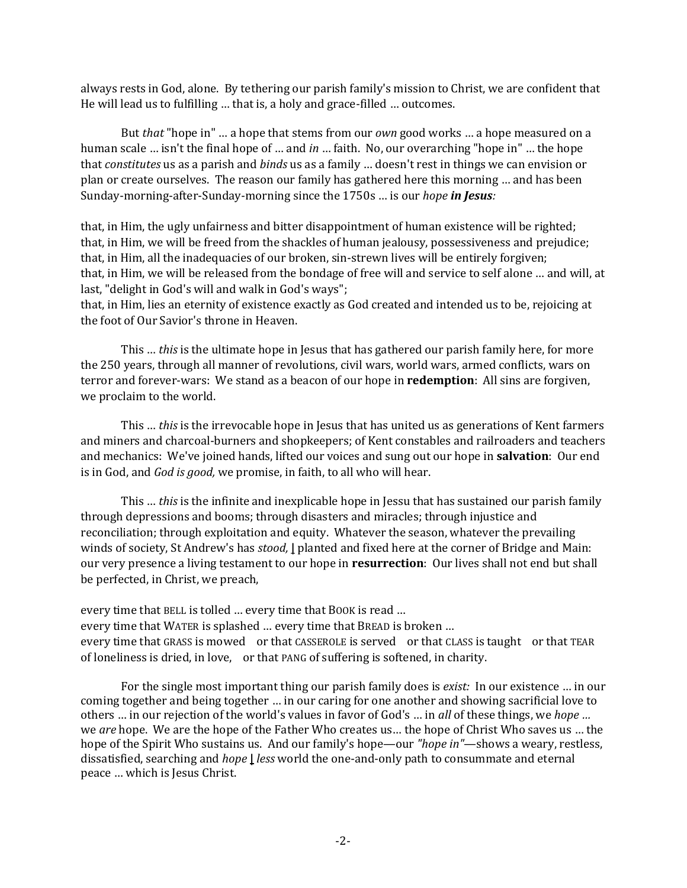always rests in God, alone. By tethering our parish family's mission to Christ, we are confident that He will lead us to fulfilling … that is, a holy and grace-filled … outcomes.

But *that* "hope in" … a hope that stems from our *own* good works … a hope measured on a human scale … isn't the final hope of … and *in* … faith. No, our overarching "hope in" … the hope that *constitutes* us as a parish and *binds* us as a family … doesn't rest in things we can envision or plan or create ourselves. The reason our family has gathered here this morning … and has been Sunday-morning-after-Sunday-morning since the 1750s … is our *hope* ***in Jesus****:*

that, in Him, the ugly unfairness and bitter disappointment of human existence will be righted;
that, in Him, we will be freed from the shackles of human jealousy, possessiveness and prejudice;
that, in Him, all the inadequacies of our broken, sin-strewn lives will be entirely forgiven;
that, in Him, we will be released from the bondage of free will and service to self alone … and will, at last, "delight in God's will and walk in God's ways";
that, in Him, lies an eternity of existence exactly as God created and intended us to be, rejoicing at the foot of Our Savior's throne in Heaven.

This … *this* is the ultimate hope in Jesus that has gathered our parish family here, for more the 250 years, through all manner of revolutions, civil wars, world wars, armed conflicts, wars on terror and forever-wars: We stand as a beacon of our hope in **redemption**: All sins are forgiven, we proclaim to the world.

This … *this* is the irrevocable hope in Jesus that has united us as generations of Kent farmers and miners and charcoal-burners and shopkeepers; of Kent constables and railroaders and teachers and mechanics: We've joined hands, lifted our voices and sung out our hope in **salvation**: Our end is in God, and *God is good,* we promise, in faith, to all who will hear.

This … *this* is the infinite and inexplicable hope in Jessu that has sustained our parish family through depressions and booms; through disasters and miracles; through injustice and reconciliation; through exploitation and equity. Whatever the season, whatever the prevailing winds of society, St Andrew's has *stood,* ⌊ planted and fixed here at the corner of Bridge and Main: our very presence a living testament to our hope in **resurrection**: Our lives shall not end but shall be perfected, in Christ, we preach,

every time that BELL is tolled … every time that BOOK is read …
every time that WATER is splashed … every time that BREAD is broken …
every time that GRASS is mowed or that CASSEROLE is served or that CLASS is taught or that TEAR of loneliness is dried, in love, or that PANG of suffering is softened, in charity.

For the single most important thing our parish family does is *exist:* In our existence … in our coming together and being together … in our caring for one another and showing sacrificial love to others … in our rejection of the world's values in favor of God's … in *all* of these things, we *hope …* we *are* hope. We are the hope of the Father Who creates us… the hope of Christ Who saves us … the hope of the Spirit Who sustains us. And our family's hope—our *"hope in"*—shows a weary, restless, dissatisfied, searching and *hope* ⌊ *less* world the one-and-only path to consummate and eternal peace … which is Jesus Christ.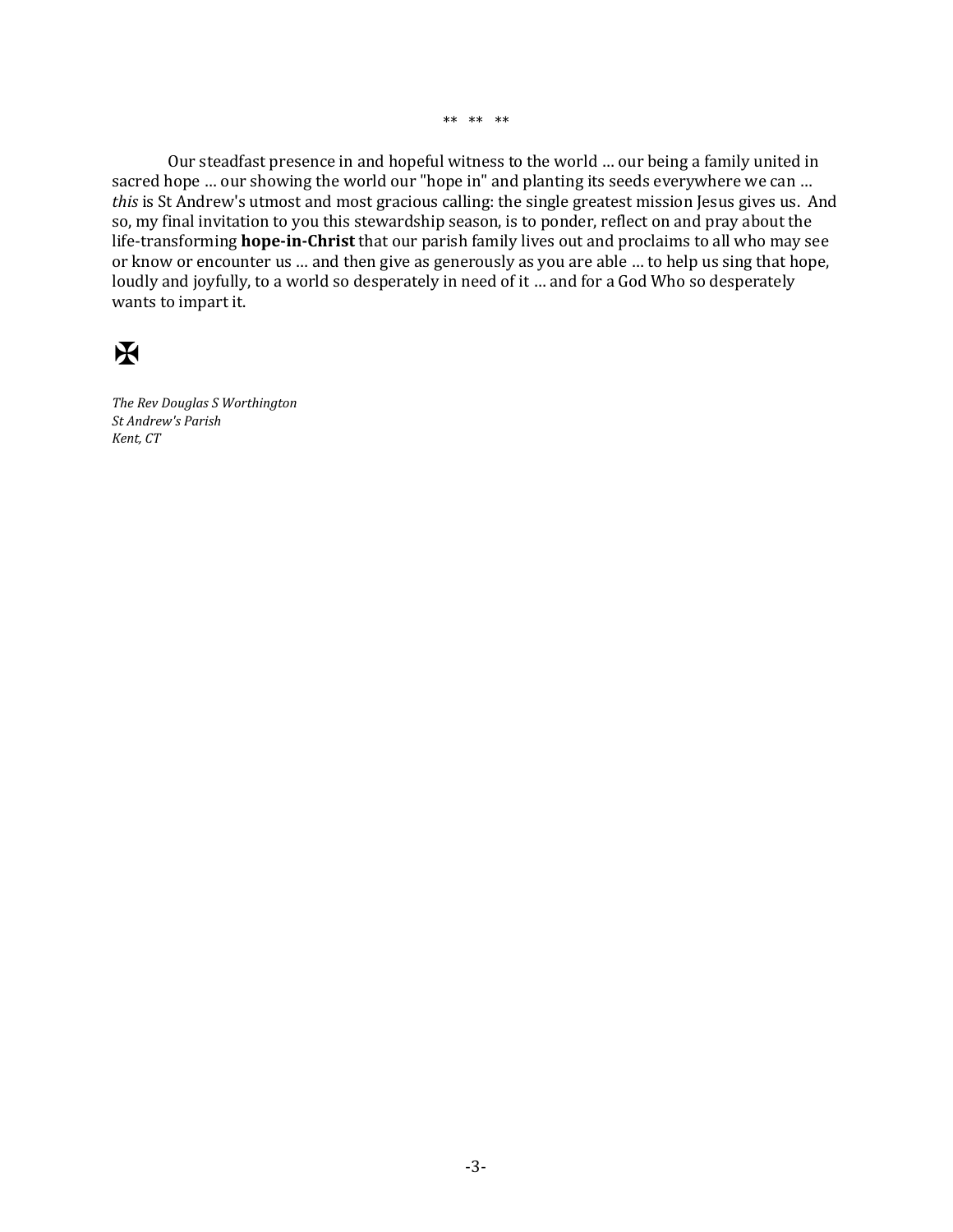\*\*   \*\*   \*\*

Our steadfast presence in and hopeful witness to the world … our being a family united in sacred hope … our showing the world our "hope in" and planting its seeds everywhere we can … *this* is St Andrew's utmost and most gracious calling: the single greatest mission Jesus gives us. And so, my final invitation to you this stewardship season, is to ponder, reflect on and pray about the life-transforming **hope-in-Christ** that our parish family lives out and proclaims to all who may see or know or encounter us … and then give as generously as you are able … to help us sing that hope, loudly and joyfully, to a world so desperately in need of it … and for a God Who so desperately wants to impart it.

✠

*The Rev Douglas S Worthington*
*St Andrew's Parish*
*Kent, CT*